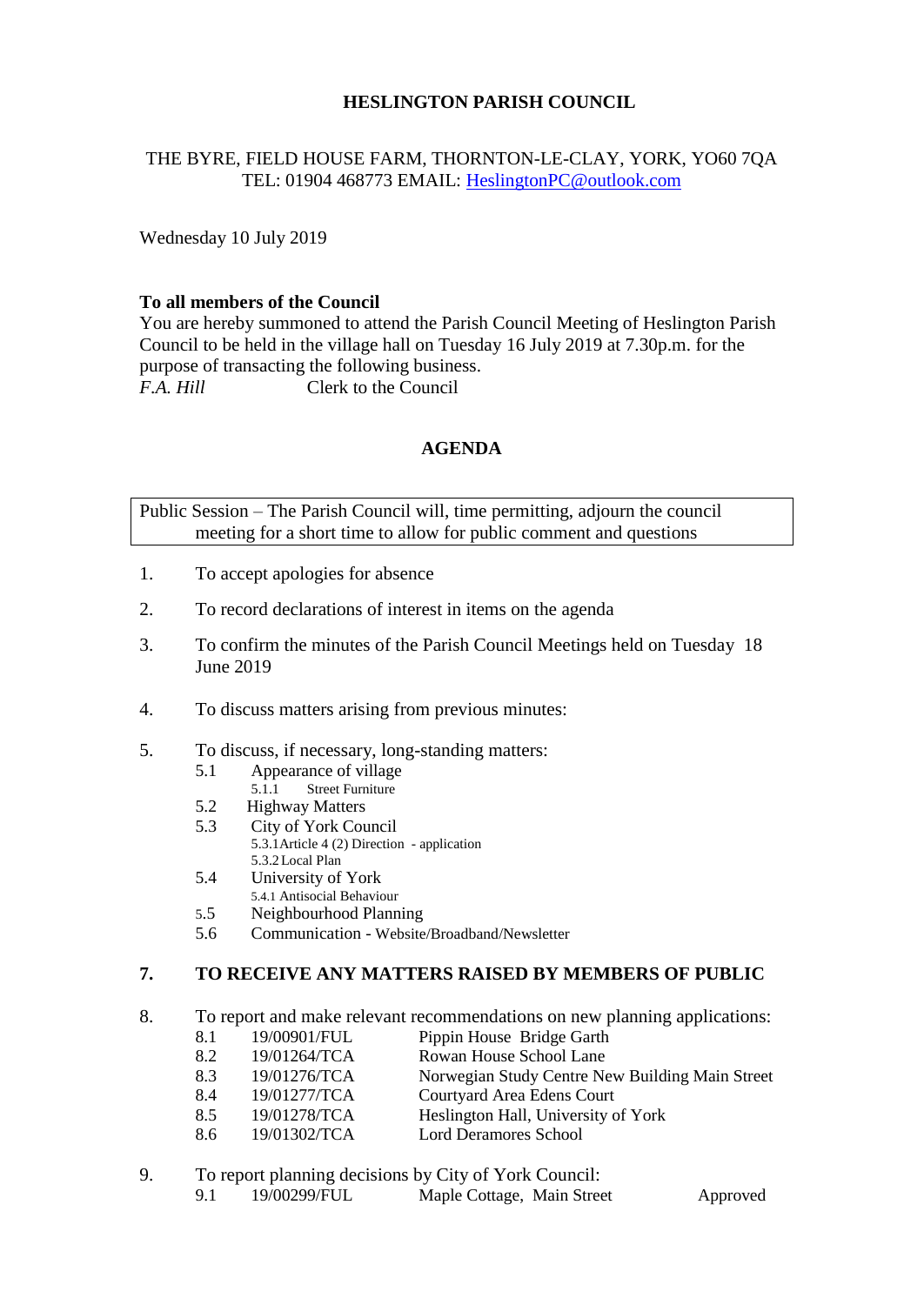**HESLINGTON PARISH COUNCIL**

THE BYRE, FIELD HOUSE FARM, THORNTON-LE-CLAY, YORK, YO60 7QA
TEL: 01904 468773 EMAIL: HeslingtonPC@outlook.com

Wednesday 10 July 2019

**To all members of the Council**
You are hereby summoned to attend the Parish Council Meeting of Heslington Parish Council to be held in the village hall on Tuesday 16 July 2019 at 7.30p.m. for the purpose of transacting the following business.
*F.A. Hill* Clerk to the Council

## AGENDA

| Public Session – The Parish Council will, time permitting, adjourn the council meeting for a short time to allow for public comment and questions |
|---|

1. To accept apologies for absence
2. To record declarations of interest in items on the agenda
3. To confirm the minutes of the Parish Council Meetings held on Tuesday 18 June 2019
4. To discuss matters arising from previous minutes:
5. To discuss, if necessary, long-standing matters:
   - 5.1 Appearance of village
     - 5.1.1 Street Furniture
   - 5.2 Highway Matters
   - 5.3 City of York Council
     - 5.3.1 Article 4 (2) Direction - application
     - 5.3.2 Local Plan
   - 5.4 University of York
     - 5.4.1 Antisocial Behaviour
   - 5.5 Neighbourhood Planning
   - 5.6 Communication - Website/Broadband/Newsletter

**7. TO RECEIVE ANY MATTERS RAISED BY MEMBERS OF PUBLIC**

8. To report and make relevant recommendations on new planning applications:

| | | |
|---|---|---|
| 8.1 | 19/00901/FUL | Pippin House Bridge Garth |
| 8.2 | 19/01264/TCA | Rowan House School Lane |
| 8.3 | 19/01276/TCA | Norwegian Study Centre New Building Main Street |
| 8.4 | 19/01277/TCA | Courtyard Area Edens Court |
| 8.5 | 19/01278/TCA | Heslington Hall, University of York |
| 8.6 | 19/01302/TCA | Lord Deramores School |

9. To report planning decisions by City of York Council:

| | | | |
|---|---|---|---|
| 9.1 | 19/00299/FUL | Maple Cottage, Main Street | Approved |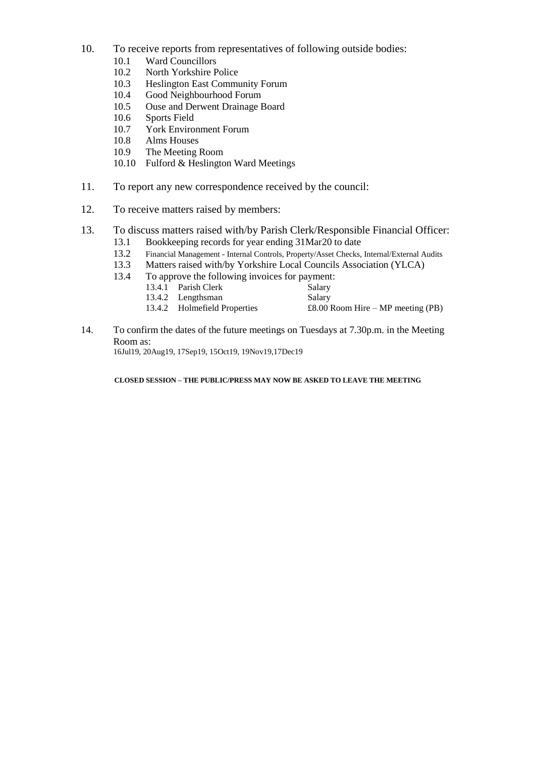10. To receive reports from representatives of following outside bodies:
    - 10.1 Ward Councillors
    - 10.2 North Yorkshire Police
    - 10.3 Heslington East Community Forum
    - 10.4 Good Neighbourhood Forum
    - 10.5 Ouse and Derwent Drainage Board
    - 10.6 Sports Field
    - 10.7 York Environment Forum
    - 10.8 Alms Houses
    - 10.9 The Meeting Room
    - 10.10 Fulford & Heslington Ward Meetings

11. To report any new correspondence received by the council:

12. To receive matters raised by members:

13. To discuss matters raised with/by Parish Clerk/Responsible Financial Officer:
    - 13.1 Bookkeeping records for year ending 31Mar20 to date
    - 13.2 Financial Management - Internal Controls, Property/Asset Checks, Internal/External Audits
    - 13.3 Matters raised with/by Yorkshire Local Councils Association (YLCA)
    - 13.4 To approve the following invoices for payment:

| | | |
|---|---|---|
| 13.4.1 | Parish Clerk | Salary |
| 13.4.2 | Lengthsman | Salary |
| 13.4.2 | Holmefield Properties | £8.00 Room Hire – MP meeting (PB) |

14. To confirm the dates of the future meetings on Tuesdays at 7.30p.m. in the Meeting Room as:
    16Jul19, 20Aug19, 17Sep19, 15Oct19, 19Nov19,17Dec19

**CLOSED SESSION – THE PUBLIC/PRESS MAY NOW BE ASKED TO LEAVE THE MEETING**